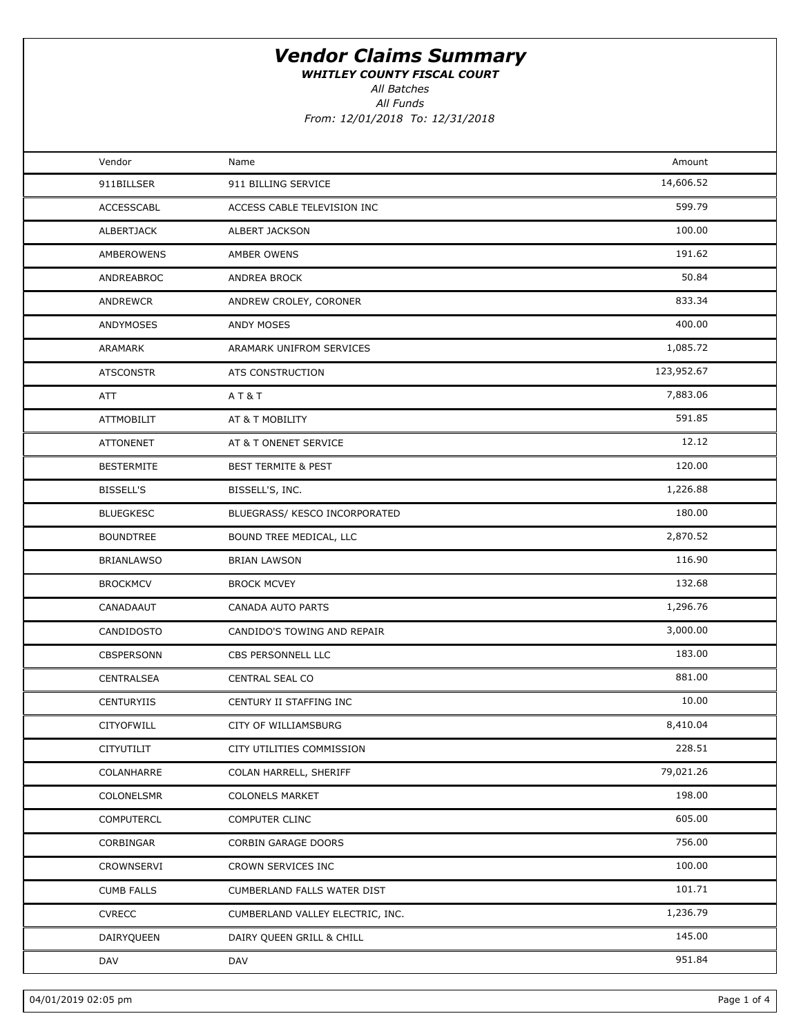# Vendor Claims Summary

***WHITLEY COUNTY FISCAL COURT***

*All Batches*

*All Funds*

*From: 12/01/2018 To: 12/31/2018*

| Vendor | Name | Amount |
|---|---|---|
| 911BILLSER | 911 BILLING SERVICE | 14,606.52 |
| ACCESSCABL | ACCESS CABLE TELEVISION INC | 599.79 |
| ALBERTJACK | ALBERT JACKSON | 100.00 |
| AMBEROWENS | AMBER OWENS | 191.62 |
| ANDREABROC | ANDREA BROCK | 50.84 |
| ANDREWCR | ANDREW CROLEY, CORONER | 833.34 |
| ANDYMOSES | ANDY MOSES | 400.00 |
| ARAMARK | ARAMARK UNIFROM SERVICES | 1,085.72 |
| ATSCONSTR | ATS CONSTRUCTION | 123,952.67 |
| ATT | A T & T | 7,883.06 |
| ATTMOBILIT | AT & T MOBILITY | 591.85 |
| ATTONENET | AT & T ONENET SERVICE | 12.12 |
| BESTERMITE | BEST TERMITE & PEST | 120.00 |
| BISSELL'S | BISSELL'S, INC. | 1,226.88 |
| BLUEGKESC | BLUEGRASS/ KESCO INCORPORATED | 180.00 |
| BOUNDTREE | BOUND TREE MEDICAL, LLC | 2,870.52 |
| BRIANLAWSO | BRIAN LAWSON | 116.90 |
| BROCKMCV | BROCK MCVEY | 132.68 |
| CANADAAUT | CANADA AUTO PARTS | 1,296.76 |
| CANDIDOSTO | CANDIDO'S TOWING AND REPAIR | 3,000.00 |
| CBSPERSONN | CBS PERSONNELL LLC | 183.00 |
| CENTRALSEA | CENTRAL SEAL CO | 881.00 |
| CENTURYIIS | CENTURY II STAFFING INC | 10.00 |
| CITYOFWILL | CITY OF WILLIAMSBURG | 8,410.04 |
| CITYUTILIT | CITY UTILITIES COMMISSION | 228.51 |
| COLANHARRE | COLAN HARRELL, SHERIFF | 79,021.26 |
| COLONELSMR | COLONELS MARKET | 198.00 |
| COMPUTERCL | COMPUTER CLINC | 605.00 |
| CORBINGAR | CORBIN GARAGE DOORS | 756.00 |
| CROWNSERVI | CROWN SERVICES INC | 100.00 |
| CUMB FALLS | CUMBERLAND FALLS WATER DIST | 101.71 |
| CVRECC | CUMBERLAND VALLEY ELECTRIC, INC. | 1,236.79 |
| DAIRYQUEEN | DAIRY QUEEN GRILL & CHILL | 145.00 |
| DAV | DAV | 951.84 |

04/01/2019 02:05 pm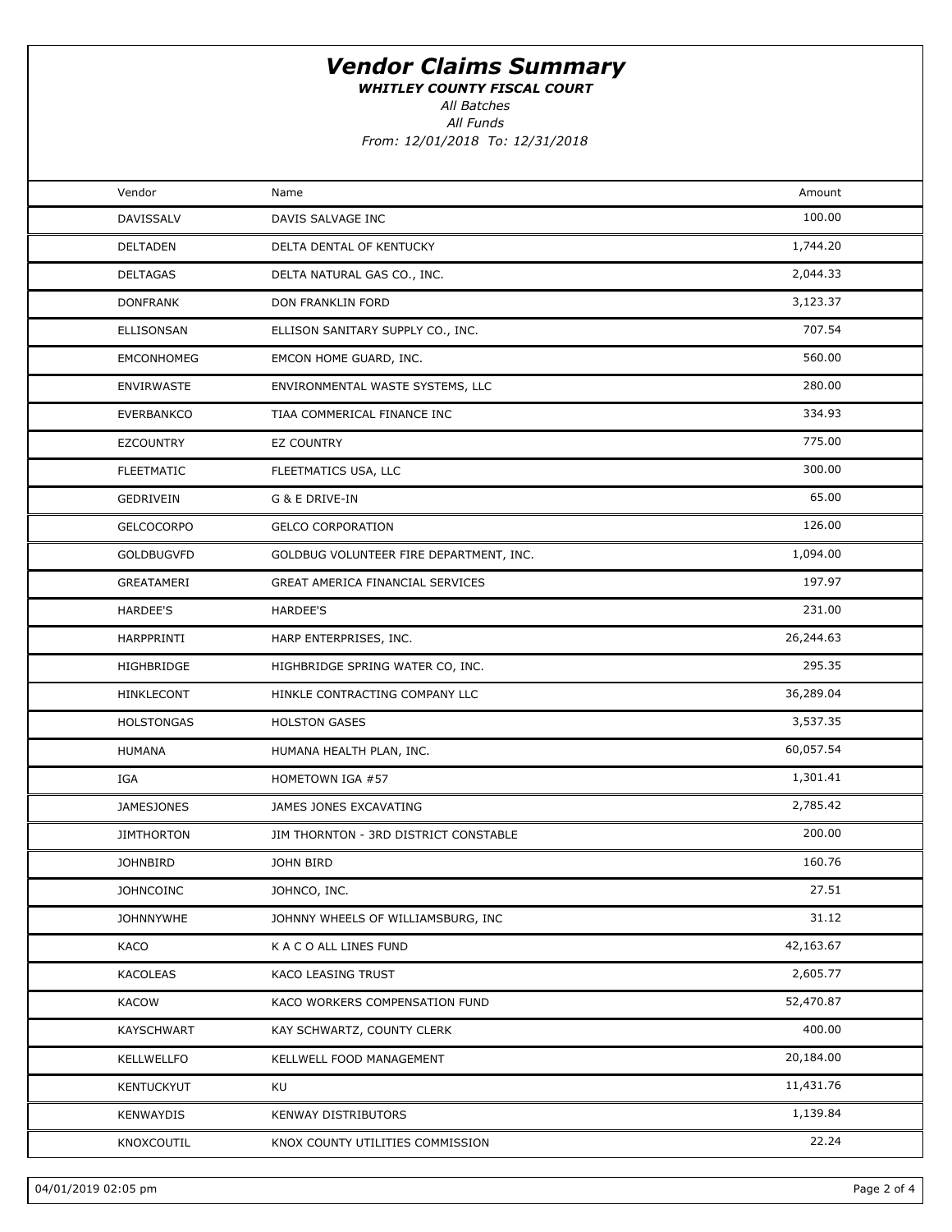# *Vendor Claims Summary*

***WHITLEY COUNTY FISCAL COURT***

*All Batches*

*All Funds*

*From: 12/01/2018 To: 12/31/2018*

| Vendor | Name | Amount |
|---|---|---|
| DAVISSALV | DAVIS SALVAGE INC | 100.00 |
| DELTADEN | DELTA DENTAL OF KENTUCKY | 1,744.20 |
| DELTAGAS | DELTA NATURAL GAS CO., INC. | 2,044.33 |
| DONFRANK | DON FRANKLIN FORD | 3,123.37 |
| ELLISONSAN | ELLISON SANITARY SUPPLY CO., INC. | 707.54 |
| EMCONHOMEG | EMCON HOME GUARD, INC. | 560.00 |
| ENVIRWASTE | ENVIRONMENTAL WASTE SYSTEMS, LLC | 280.00 |
| EVERBANKCO | TIAA COMMERICAL FINANCE INC | 334.93 |
| EZCOUNTRY | EZ COUNTRY | 775.00 |
| FLEETMATIC | FLEETMATICS USA, LLC | 300.00 |
| GEDRIVEIN | G & E DRIVE-IN | 65.00 |
| GELCOCORPO | GELCO CORPORATION | 126.00 |
| GOLDBUGVFD | GOLDBUG VOLUNTEER FIRE DEPARTMENT, INC. | 1,094.00 |
| GREATAMERI | GREAT AMERICA FINANCIAL SERVICES | 197.97 |
| HARDEE'S | HARDEE'S | 231.00 |
| HARPPRINTI | HARP ENTERPRISES, INC. | 26,244.63 |
| HIGHBRIDGE | HIGHBRIDGE SPRING WATER CO, INC. | 295.35 |
| HINKLECONT | HINKLE CONTRACTING COMPANY LLC | 36,289.04 |
| HOLSTONGAS | HOLSTON GASES | 3,537.35 |
| HUMANA | HUMANA HEALTH PLAN, INC. | 60,057.54 |
| IGA | HOMETOWN IGA #57 | 1,301.41 |
| JAMESJONES | JAMES JONES EXCAVATING | 2,785.42 |
| JIMTHORTON | JIM THORNTON - 3RD DISTRICT CONSTABLE | 200.00 |
| JOHNBIRD | JOHN BIRD | 160.76 |
| JOHNCOINC | JOHNCO, INC. | 27.51 |
| JOHNNYWHE | JOHNNY WHEELS OF WILLIAMSBURG, INC | 31.12 |
| KACO | K A C O ALL LINES FUND | 42,163.67 |
| KACOLEAS | KACO LEASING TRUST | 2,605.77 |
| KACOW | KACO WORKERS COMPENSATION FUND | 52,470.87 |
| KAYSCHWART | KAY SCHWARTZ, COUNTY CLERK | 400.00 |
| KELLWELLFO | KELLWELL FOOD MANAGEMENT | 20,184.00 |
| KENTUCKYUT | KU | 11,431.76 |
| KENWAYDIS | KENWAY DISTRIBUTORS | 1,139.84 |
| KNOXCOUTIL | KNOX COUNTY UTILITIES COMMISSION | 22.24 |

04/01/2019 02:05 pm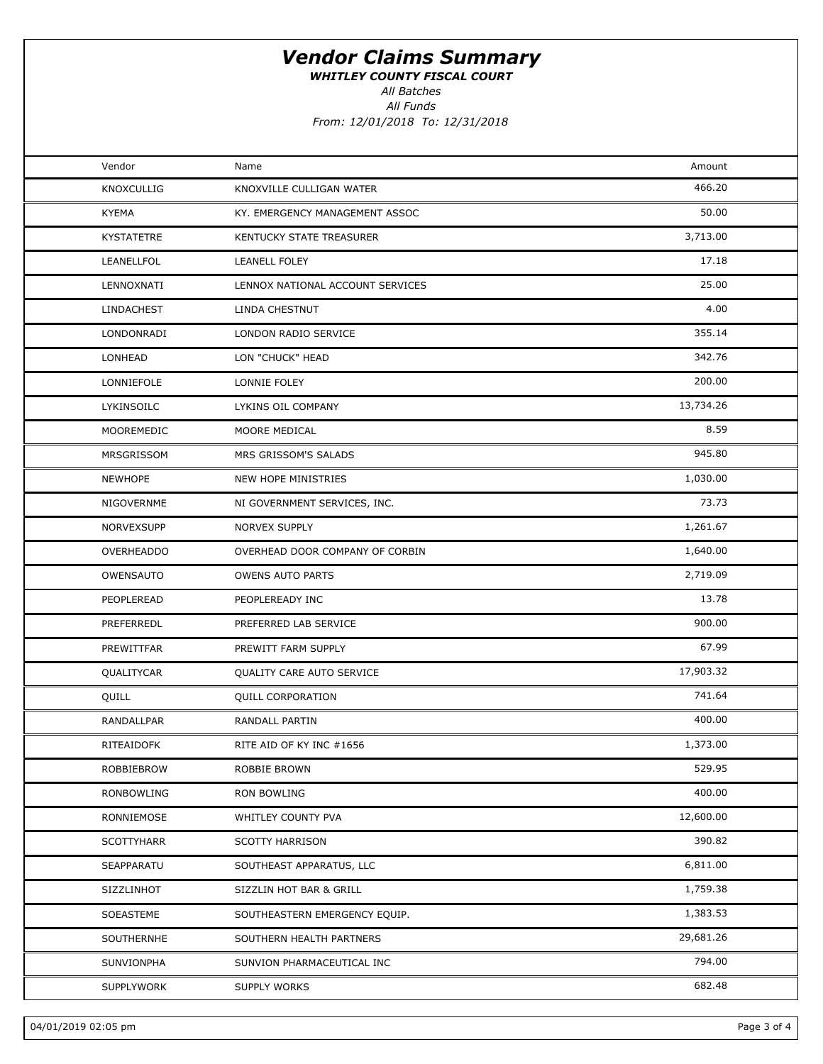# *Vendor Claims Summary*

***WHITLEY COUNTY FISCAL COURT***

*All Batches*

*All Funds*

*From: 12/01/2018 To: 12/31/2018*

| Vendor | Name | Amount |
|---|---|---|
| KNOXCULLIG | KNOXVILLE CULLIGAN WATER | 466.20 |
| KYEMA | KY. EMERGENCY MANAGEMENT ASSOC | 50.00 |
| KYSTATETRE | KENTUCKY STATE TREASURER | 3,713.00 |
| LEANELLFOL | LEANELL FOLEY | 17.18 |
| LENNOXNATI | LENNOX NATIONAL ACCOUNT SERVICES | 25.00 |
| LINDACHEST | LINDA CHESTNUT | 4.00 |
| LONDONRADI | LONDON RADIO SERVICE | 355.14 |
| LONHEAD | LON "CHUCK" HEAD | 342.76 |
| LONNIEFOLE | LONNIE FOLEY | 200.00 |
| LYKINSOILC | LYKINS OIL COMPANY | 13,734.26 |
| MOOREMEDIC | MOORE MEDICAL | 8.59 |
| MRSGRISSOM | MRS GRISSOM'S SALADS | 945.80 |
| NEWHOPE | NEW HOPE MINISTRIES | 1,030.00 |
| NIGOVERNME | NI GOVERNMENT SERVICES, INC. | 73.73 |
| NORVEXSUPP | NORVEX SUPPLY | 1,261.67 |
| OVERHEADDO | OVERHEAD DOOR COMPANY OF CORBIN | 1,640.00 |
| OWENSAUTO | OWENS AUTO PARTS | 2,719.09 |
| PEOPLEREAD | PEOPLEREADY INC | 13.78 |
| PREFERREDL | PREFERRED LAB SERVICE | 900.00 |
| PREWITTFAR | PREWITT FARM SUPPLY | 67.99 |
| QUALITYCAR | QUALITY CARE AUTO SERVICE | 17,903.32 |
| QUILL | QUILL CORPORATION | 741.64 |
| RANDALLPAR | RANDALL PARTIN | 400.00 |
| RITEAIDOFK | RITE AID OF KY INC #1656 | 1,373.00 |
| ROBBIEBROW | ROBBIE BROWN | 529.95 |
| RONBOWLING | RON BOWLING | 400.00 |
| RONNIEMOSE | WHITLEY COUNTY PVA | 12,600.00 |
| SCOTTYHARR | SCOTTY HARRISON | 390.82 |
| SEAPPARATU | SOUTHEAST APPARATUS, LLC | 6,811.00 |
| SIZZLINHOT | SIZZLIN HOT BAR & GRILL | 1,759.38 |
| SOEASTEME | SOUTHEASTERN EMERGENCY EQUIP. | 1,383.53 |
| SOUTHERNHE | SOUTHERN HEALTH PARTNERS | 29,681.26 |
| SUNVIONPHA | SUNVION PHARMACEUTICAL INC | 794.00 |
| SUPPLYWORK | SUPPLY WORKS | 682.48 |

04/01/2019 02:05 pm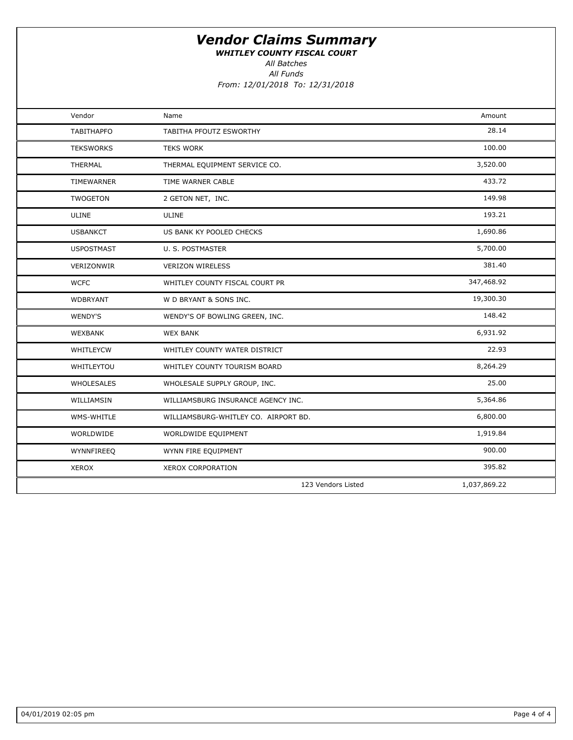# Vendor Claims Summary

***WHITLEY COUNTY FISCAL COURT***

*All Batches*

*All Funds*

*From: 12/01/2018 To: 12/31/2018*

| Vendor | Name | Amount |
|---|---|---|
| TABITHAPFO | TABITHA PFOUTZ ESWORTHY | 28.14 |
| TEKSWORKS | TEKS WORK | 100.00 |
| THERMAL | THERMAL EQUIPMENT SERVICE CO. | 3,520.00 |
| TIMEWARNER | TIME WARNER CABLE | 433.72 |
| TWOGETON | 2 GETON NET, INC. | 149.98 |
| ULINE | ULINE | 193.21 |
| USBANKCT | US BANK KY POOLED CHECKS | 1,690.86 |
| USPOSTMAST | U. S. POSTMASTER | 5,700.00 |
| VERIZONWIR | VERIZON WIRELESS | 381.40 |
| WCFC | WHITLEY COUNTY FISCAL COURT PR | 347,468.92 |
| WDBRYANT | W D BRYANT & SONS INC. | 19,300.30 |
| WENDY'S | WENDY'S OF BOWLING GREEN, INC. | 148.42 |
| WEXBANK | WEX BANK | 6,931.92 |
| WHITLEYCW | WHITLEY COUNTY WATER DISTRICT | 22.93 |
| WHITLEYTOU | WHITLEY COUNTY TOURISM BOARD | 8,264.29 |
| WHOLESALES | WHOLESALE SUPPLY GROUP, INC. | 25.00 |
| WILLIAMSIN | WILLIAMSBURG INSURANCE AGENCY INC. | 5,364.86 |
| WMS-WHITLE | WILLIAMSBURG-WHITLEY CO. AIRPORT BD. | 6,800.00 |
| WORLDWIDE | WORLDWIDE EQUIPMENT | 1,919.84 |
| WYNNFIREEQ | WYNN FIRE EQUIPMENT | 900.00 |
| XEROX | XEROX CORPORATION | 395.82 |
| | 123 Vendors Listed | 1,037,869.22 |

04/01/2019 02:05 pm